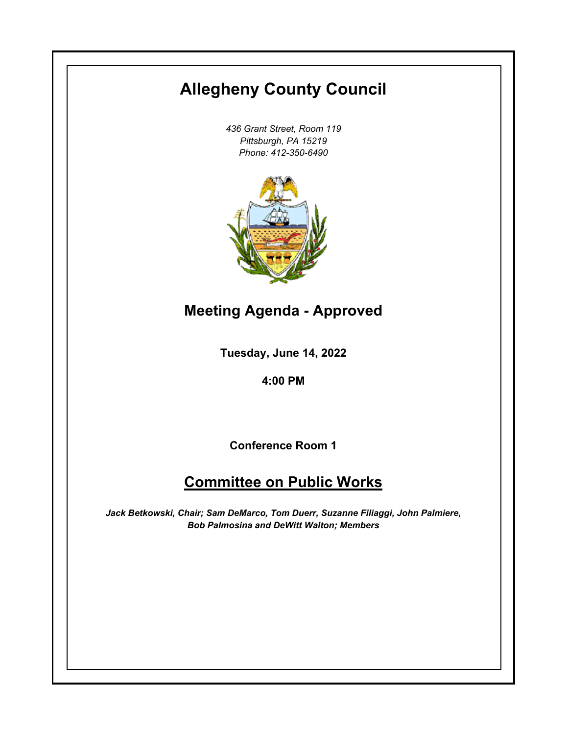# Allegheny County Council

*436 Grant Street, Room 119*
*Pittsburgh, PA 15219*
*Phone: 412-350-6490*

## Meeting Agenda - Approved

**Tuesday, June 14, 2022**

**4:00 PM**

**Conference Room 1**

## Committee on Public Works

***Jack Betkowski, Chair; Sam DeMarco, Tom Duerr, Suzanne Filiaggi, John Palmiere, Bob Palmosina and DeWitt Walton; Members***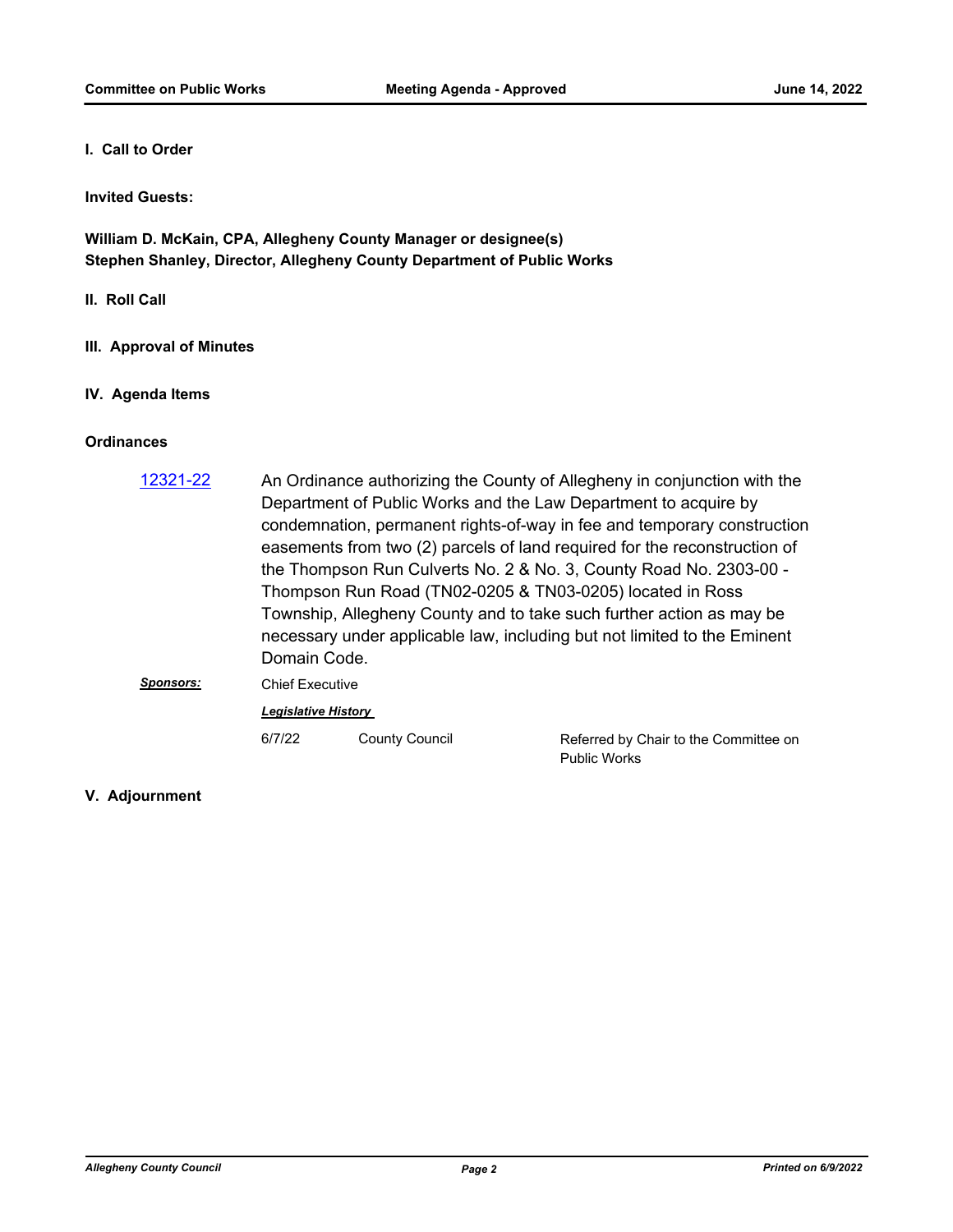## I. Call to Order

**Invited Guests:**

**William D. McKain, CPA, Allegheny County Manager or designee(s)**
**Stephen Shanley, Director, Allegheny County Department of Public Works**

## II. Roll Call

## III. Approval of Minutes

## IV. Agenda Items

### Ordinances

[12321-22] An Ordinance authorizing the County of Allegheny in conjunction with the Department of Public Works and the Law Department to acquire by condemnation, permanent rights-of-way in fee and temporary construction easements from two (2) parcels of land required for the reconstruction of the Thompson Run Culverts No. 2 & No. 3, County Road No. 2303-00 - Thompson Run Road (TN02-0205 & TN03-0205) located in Ross Township, Allegheny County and to take such further action as may be necessary under applicable law, including but not limited to the Eminent Domain Code.

***Sponsors:*** Chief Executive

***Legislative History***

| | | |
|---|---|---|
| 6/7/22 | County Council | Referred by Chair to the Committee on Public Works |

## V. Adjournment